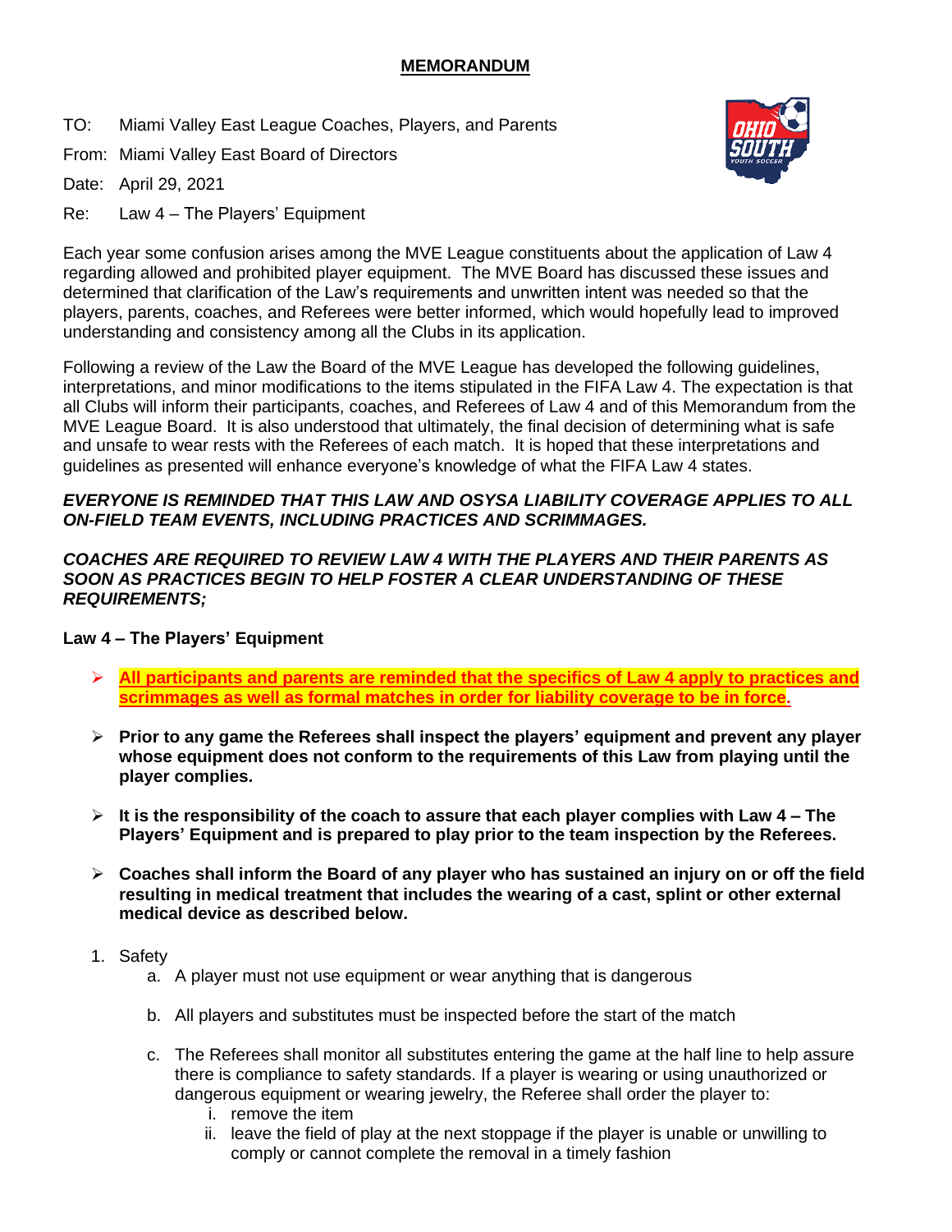# MEMORANDUM

TO: Miami Valley East League Coaches, Players, and Parents

From: Miami Valley East Board of Directors

Date: April 29, 2021

Re: Law 4 – The Players' Equipment

Each year some confusion arises among the MVE League constituents about the application of Law 4 regarding allowed and prohibited player equipment. The MVE Board has discussed these issues and determined that clarification of the Law's requirements and unwritten intent was needed so that the players, parents, coaches, and Referees were better informed, which would hopefully lead to improved understanding and consistency among all the Clubs in its application.

Following a review of the Law the Board of the MVE League has developed the following guidelines, interpretations, and minor modifications to the items stipulated in the FIFA Law 4. The expectation is that all Clubs will inform their participants, coaches, and Referees of Law 4 and of this Memorandum from the MVE League Board. It is also understood that ultimately, the final decision of determining what is safe and unsafe to wear rests with the Referees of each match. It is hoped that these interpretations and guidelines as presented will enhance everyone's knowledge of what the FIFA Law 4 states.

***EVERYONE IS REMINDED THAT THIS LAW AND OSYSA LIABILITY COVERAGE APPLIES TO ALL ON-FIELD TEAM EVENTS, INCLUDING PRACTICES AND SCRIMMAGES.***

***COACHES ARE REQUIRED TO REVIEW LAW 4 WITH THE PLAYERS AND THEIR PARENTS AS SOON AS PRACTICES BEGIN TO HELP FOSTER A CLEAR UNDERSTANDING OF THESE REQUIREMENTS;***

**Law 4 – The Players' Equipment**

- **All participants and parents are reminded that the specifics of Law 4 apply to practices and scrimmages as well as formal matches in order for liability coverage to be in force.**
- **Prior to any game the Referees shall inspect the players' equipment and prevent any player whose equipment does not conform to the requirements of this Law from playing until the player complies.**
- **It is the responsibility of the coach to assure that each player complies with Law 4 – The Players' Equipment and is prepared to play prior to the team inspection by the Referees.**
- **Coaches shall inform the Board of any player who has sustained an injury on or off the field resulting in medical treatment that includes the wearing of a cast, splint or other external medical device as described below.**

1. Safety
    a. A player must not use equipment or wear anything that is dangerous
    b. All players and substitutes must be inspected before the start of the match
    c. The Referees shall monitor all substitutes entering the game at the half line to help assure there is compliance to safety standards. If a player is wearing or using unauthorized or dangerous equipment or wearing jewelry, the Referee shall order the player to:
        i. remove the item
        ii. leave the field of play at the next stoppage if the player is unable or unwilling to comply or cannot complete the removal in a timely fashion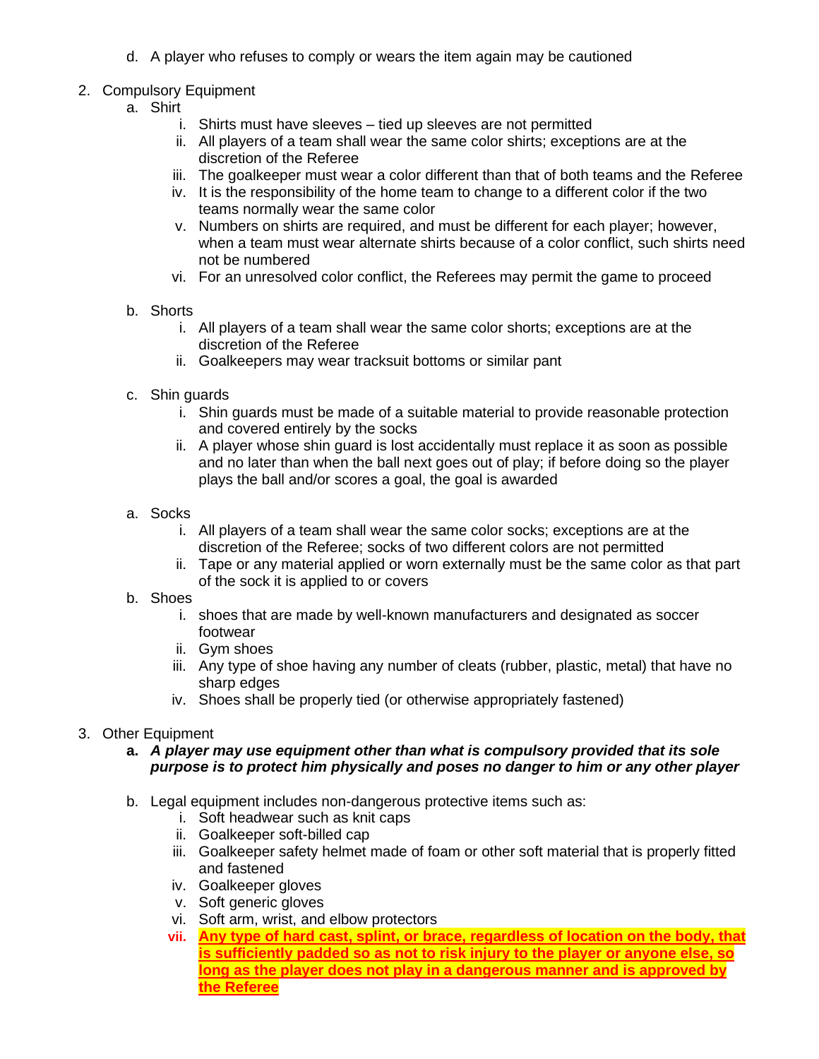d. A player who refuses to comply or wears the item again may be cautioned

2. Compulsory Equipment
   a. Shirt
      i. Shirts must have sleeves – tied up sleeves are not permitted
      ii. All players of a team shall wear the same color shirts; exceptions are at the discretion of the Referee
      iii. The goalkeeper must wear a color different than that of both teams and the Referee
      iv. It is the responsibility of the home team to change to a different color if the two teams normally wear the same color
      v. Numbers on shirts are required, and must be different for each player; however, when a team must wear alternate shirts because of a color conflict, such shirts need not be numbered
      vi. For an unresolved color conflict, the Referees may permit the game to proceed

   b. Shorts
      i. All players of a team shall wear the same color shorts; exceptions are at the discretion of the Referee
      ii. Goalkeepers may wear tracksuit bottoms or similar pant

   c. Shin guards
      i. Shin guards must be made of a suitable material to provide reasonable protection and covered entirely by the socks
      ii. A player whose shin guard is lost accidentally must replace it as soon as possible and no later than when the ball next goes out of play; if before doing so the player plays the ball and/or scores a goal, the goal is awarded

   a. Socks
      i. All players of a team shall wear the same color socks; exceptions are at the discretion of the Referee; socks of two different colors are not permitted
      ii. Tape or any material applied or worn externally must be the same color as that part of the sock it is applied to or covers

   b. Shoes
      i. shoes that are made by well-known manufacturers and designated as soccer footwear
      ii. Gym shoes
      iii. Any type of shoe having any number of cleats (rubber, plastic, metal) that have no sharp edges
      iv. Shoes shall be properly tied (or otherwise appropriately fastened)

3. Other Equipment
   **a.** ***A player may use equipment other than what is compulsory provided that its sole purpose is to protect him physically and poses no danger to him or any other player***

   b. Legal equipment includes non-dangerous protective items such as:
      i. Soft headwear such as knit caps
      ii. Goalkeeper soft-billed cap
      iii. Goalkeeper safety helmet made of foam or other soft material that is properly fitted and fastened
      iv. Goalkeeper gloves
      v. Soft generic gloves
      vi. Soft arm, wrist, and elbow protectors
      **vii.** **Any type of hard cast, splint, or brace, regardless of location on the body, that is sufficiently padded so as not to risk injury to the player or anyone else, so long as the player does not play in a dangerous manner and is approved by the Referee**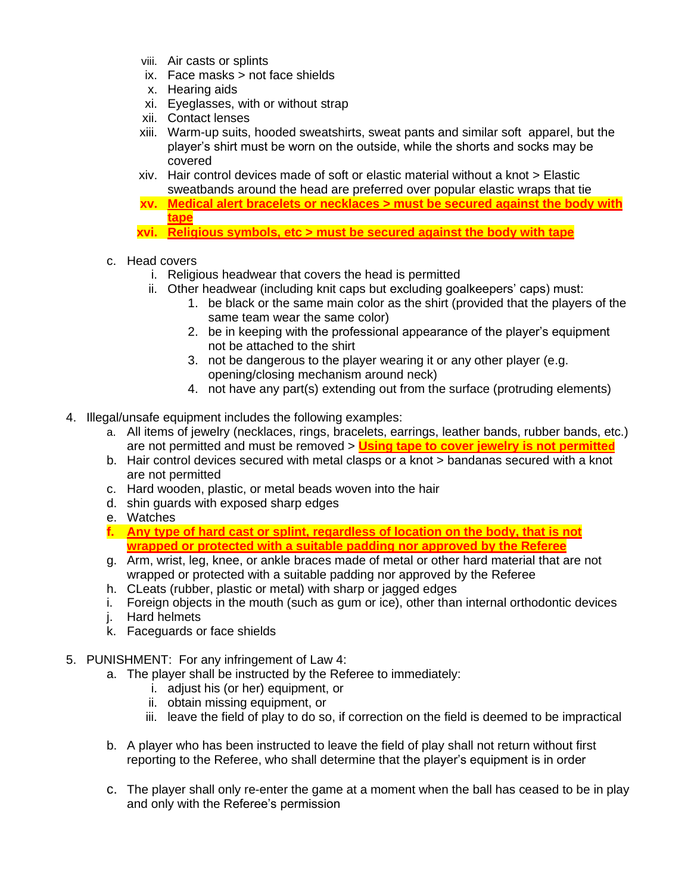viii. Air casts or splints
ix. Face masks > not face shields
x. Hearing aids
xi. Eyeglasses, with or without strap
xii. Contact lenses
xiii. Warm-up suits, hooded sweatshirts, sweat pants and similar soft apparel, but the player's shirt must be worn on the outside, while the shorts and socks may be covered
xiv. Hair control devices made of soft or elastic material without a knot > Elastic sweatbands around the head are preferred over popular elastic wraps that tie
**xv. <u>Medical alert bracelets or necklaces > must be secured against the body with tape</u>**
**xvi. <u>Religious symbols, etc > must be secured against the body with tape</u>**

c. Head covers
   i. Religious headwear that covers the head is permitted
   ii. Other headwear (including knit caps but excluding goalkeepers' caps) must:
      1. be black or the same main color as the shirt (provided that the players of the same team wear the same color)
      2. be in keeping with the professional appearance of the player's equipment not be attached to the shirt
      3. not be dangerous to the player wearing it or any other player (e.g. opening/closing mechanism around neck)
      4. not have any part(s) extending out from the surface (protruding elements)

4. Illegal/unsafe equipment includes the following examples:
   a. All items of jewelry (necklaces, rings, bracelets, earrings, leather bands, rubber bands, etc.) are not permitted and must be removed > **<u>Using tape to cover jewelry is not permitted</u>**
   b. Hair control devices secured with metal clasps or a knot > bandanas secured with a knot are not permitted
   c. Hard wooden, plastic, or metal beads woven into the hair
   d. shin guards with exposed sharp edges
   e. Watches
   **f. <u>Any type of hard cast or splint, regardless of location on the body, that is not wrapped or protected with a suitable padding nor approved by the Referee</u>**
   g. Arm, wrist, leg, knee, or ankle braces made of metal or other hard material that are not wrapped or protected with a suitable padding nor approved by the Referee
   h. CLeats (rubber, plastic or metal) with sharp or jagged edges
   i. Foreign objects in the mouth (such as gum or ice), other than internal orthodontic devices
   j. Hard helmets
   k. Faceguards or face shields

5. PUNISHMENT: For any infringement of Law 4:
   a. The player shall be instructed by the Referee to immediately:
      i. adjust his (or her) equipment, or
      ii. obtain missing equipment, or
      iii. leave the field of play to do so, if correction on the field is deemed to be impractical

   b. A player who has been instructed to leave the field of play shall not return without first reporting to the Referee, who shall determine that the player's equipment is in order

   c. The player shall only re-enter the game at a moment when the ball has ceased to be in play and only with the Referee's permission